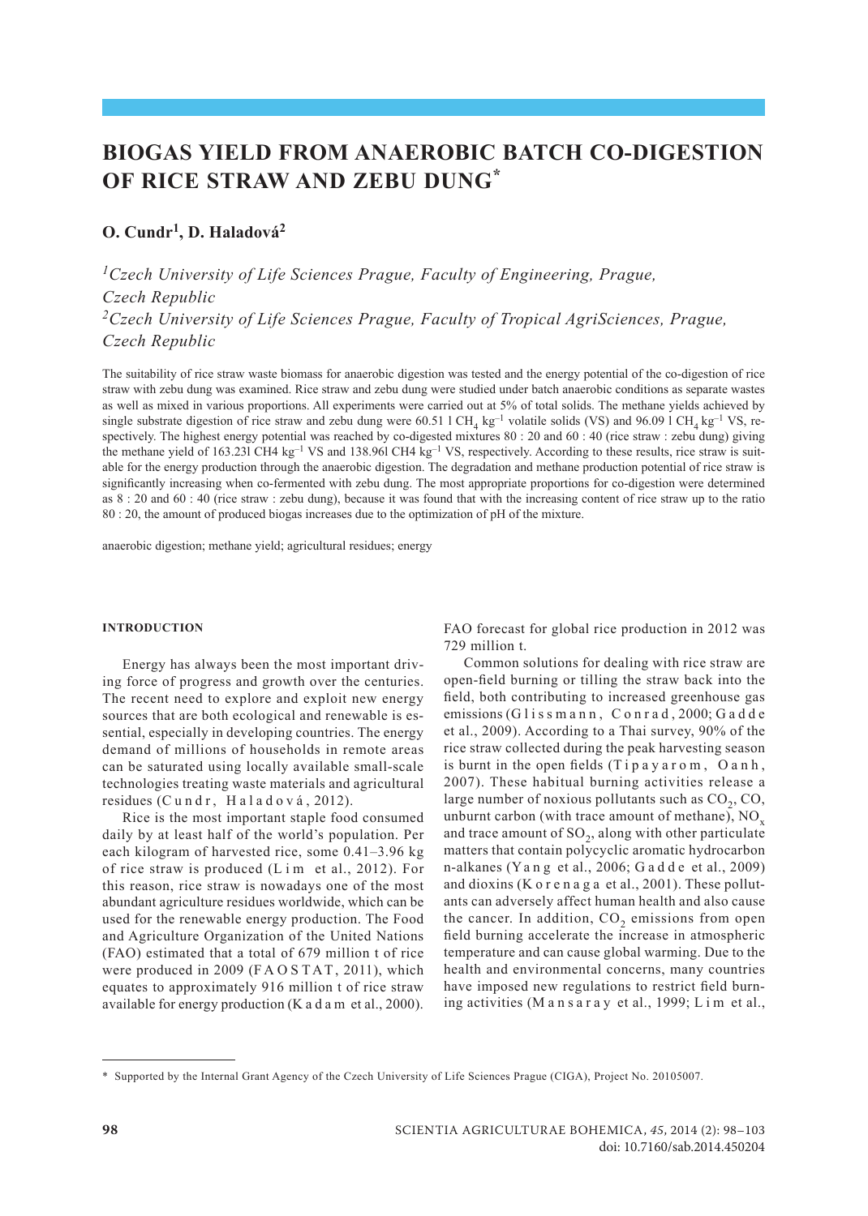# BIOGAS YIELD FROM ANAEROBIC BATCH CO-DIGESTION OF RICE STRAW AND ZEBU DUNG*

**O. Cundr[1], D. Haladová[2]**

*[1]Czech University of Life Sciences Prague, Faculty of Engineering, Prague, Czech Republic*
*[2]Czech University of Life Sciences Prague, Faculty of Tropical AgriSciences, Prague, Czech Republic*

The suitability of rice straw waste biomass for anaerobic digestion was tested and the energy potential of the co-digestion of rice straw with zebu dung was examined. Rice straw and zebu dung were studied under batch anaerobic conditions as separate wastes as well as mixed in various proportions. All experiments were carried out at 5% of total solids. The methane yields achieved by single substrate digestion of rice straw and zebu dung were 60.51 l $CH_4$ $kg^{-1}$ volatile solids (VS) and 96.09 l $CH_4$ $kg^{-1}$ VS, respectively. The highest energy potential was reached by co-digested mixtures 80 : 20 and 60 : 40 (rice straw : zebu dung) giving the methane yield of 163.23l CH4 $kg^{-1}$ VS and 138.96l CH4 $kg^{-1}$ VS, respectively. According to these results, rice straw is suitable for the energy production through the anaerobic digestion. The degradation and methane production potential of rice straw is significantly increasing when co-fermented with zebu dung. The most appropriate proportions for co-digestion were determined as 8 : 20 and 60 : 40 (rice straw : zebu dung), because it was found that with the increasing content of rice straw up to the ratio 80 : 20, the amount of produced biogas increases due to the optimization of pH of the mixture.

anaerobic digestion; methane yield; agricultural residues; energy

## INTRODUCTION

Energy has always been the most important driving force of progress and growth over the centuries. The recent need to explore and exploit new energy sources that are both ecological and renewable is essential, especially in developing countries. The energy demand of millions of households in remote areas can be saturated using locally available small-scale technologies treating waste materials and agricultural residues (Cundr, Haladová, 2012).

Rice is the most important staple food consumed daily by at least half of the world's population. Per each kilogram of harvested rice, some 0.41–3.96 kg of rice straw is produced (Lim et al., 2012). For this reason, rice straw is nowadays one of the most abundant agriculture residues worldwide, which can be used for the renewable energy production. The Food and Agriculture Organization of the United Nations (FAO) estimated that a total of 679 million t of rice were produced in 2009 (FAOSTAT, 2011), which equates to approximately 916 million t of rice straw available for energy production (Kadam et al., 2000). FAO forecast for global rice production in 2012 was 729 million t.

Common solutions for dealing with rice straw are open-field burning or tilling the straw back into the field, both contributing to increased greenhouse gas emissions (Glissmann, Conrad, 2000; Gadde et al., 2009). According to a Thai survey, 90% of the rice straw collected during the peak harvesting season is burnt in the open fields (Tipayarom, Oanh, 2007). These habitual burning activities release a large number of noxious pollutants such as $CO_2$, CO, unburnt carbon (with trace amount of methane), $NO_x$ and trace amount of $SO_2$, along with other particulate matters that contain polycyclic aromatic hydrocarbon n-alkanes (Yang et al., 2006; Gadde et al., 2009) and dioxins (Korenaga et al., 2001). These pollutants can adversely affect human health and also cause the cancer. In addition, $CO_2$ emissions from open field burning accelerate the increase in atmospheric temperature and can cause global warming. Due to the health and environmental concerns, many countries have imposed new regulations to restrict field burning activities (Mansaray et al., 1999; Lim et al.,

---

\* Supported by the Internal Grant Agency of the Czech University of Life Sciences Prague (CIGA), Project No. 20105007.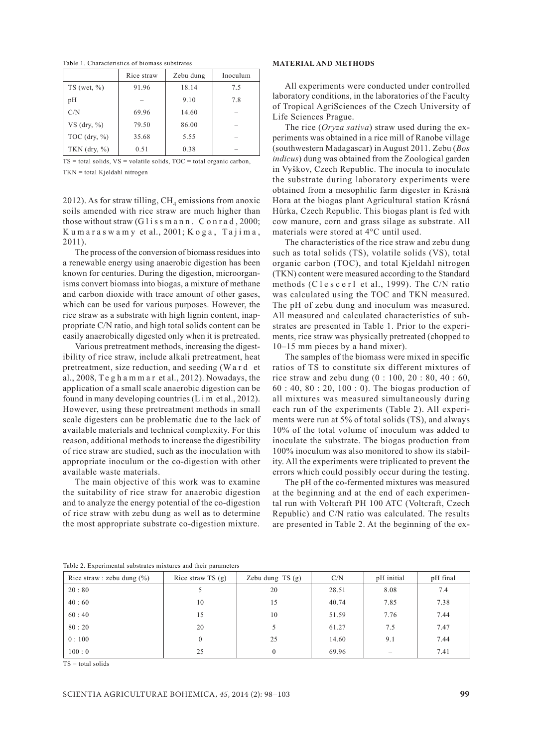Table 1. Characteristics of biomass substrates

| | Rice straw | Zebu dung | Inoculum |
|---|---|---|---|
| TS (wet, %) | 91.96 | 18.14 | 7.5 |
| pH | – | 9.10 | 7.8 |
| C/N | 69.96 | 14.60 | – |
| VS (dry, %) | 79.50 | 86.00 | – |
| TOC (dry, %) | 35.68 | 5.55 | – |
| TKN (dry, %) | 0.51 | 0.38 | – |

TS = total solids, VS = volatile solids, TOC = total organic carbon, TKN = total Kjeldahl nitrogen

2012). As for straw tilling, $CH_4$ emissions from anoxic soils amended with rice straw are much higher than those without straw (Glissmann, Conrad, 2000; Kumaraswamy et al., 2001; Koga, Tajima, 2011).

The process of the conversion of biomass residues into a renewable energy using anaerobic digestion has been known for centuries. During the digestion, microorganisms convert biomass into biogas, a mixture of methane and carbon dioxide with trace amount of other gases, which can be used for various purposes. However, the rice straw as a substrate with high lignin content, inappropriate C/N ratio, and high total solids content can be easily anaerobically digested only when it is pretreated.

Various pretreatment methods, increasing the digestibility of rice straw, include alkali pretreatment, heat pretreatment, size reduction, and seeding (Ward et al., 2008, Teghammar et al., 2012). Nowadays, the application of a small scale anaerobic digestion can be found in many developing countries (Lim et al., 2012). However, using these pretreatment methods in small scale digesters can be problematic due to the lack of available materials and technical complexity. For this reason, additional methods to increase the digestibility of rice straw are studied, such as the inoculation with appropriate inoculum or the co-digestion with other available waste materials.

The main objective of this work was to examine the suitability of rice straw for anaerobic digestion and to analyze the energy potential of the co-digestion of rice straw with zebu dung as well as to determine the most appropriate substrate co-digestion mixture.

## MATERIAL AND METHODS

All experiments were conducted under controlled laboratory conditions, in the laboratories of the Faculty of Tropical AgriSciences of the Czech University of Life Sciences Prague.

The rice (*Oryza sativa*) straw used during the experiments was obtained in a rice mill of Ranobe village (southwestern Madagascar) in August 2011. Zebu (*Bos indicus*) dung was obtained from the Zoological garden in Vyškov, Czech Republic. The inocula to inoculate the substrate during laboratory experiments were obtained from a mesophilic farm digester in Krásná Hora at the biogas plant Agricultural station Krásná Hůrka, Czech Republic. This biogas plant is fed with cow manure, corn and grass silage as substrate. All materials were stored at 4°C until used.

The characteristics of the rice straw and zebu dung such as total solids (TS), volatile solids (VS), total organic carbon (TOC), and total Kjeldahl nitrogen (TKN) content were measured according to the Standard methods (Clescerl et al., 1999). The C/N ratio was calculated using the TOC and TKN measured. The pH of zebu dung and inoculum was measured. All measured and calculated characteristics of substrates are presented in Table 1. Prior to the experiments, rice straw was physically pretreated (chopped to 10–15 mm pieces by a hand mixer).

The samples of the biomass were mixed in specific ratios of TS to constitute six different mixtures of rice straw and zebu dung (0 : 100, 20 : 80, 40 : 60, 60 : 40, 80 : 20, 100 : 0). The biogas production of all mixtures was measured simultaneously during each run of the experiments (Table 2). All experiments were run at 5% of total solids (TS), and always 10% of the total volume of inoculum was added to inoculate the substrate. The biogas production from 100% inoculum was also monitored to show its stability. All the experiments were triplicated to prevent the errors which could possibly occur during the testing.

The pH of the co-fermented mixtures was measured at the beginning and at the end of each experimental run with Voltcraft PH 100 ATC (Voltcraft, Czech Republic) and C/N ratio was calculated. The results are presented in Table 2. At the beginning of the ex-

Table 2. Experimental substrates mixtures and their parameters

| Rice straw : zebu dung (%) | Rice straw TS (g) | Zebu dung TS (g) | C/N | pH initial | pH final |
|---|---|---|---|---|---|
| 20 : 80 | 5 | 20 | 28.51 | 8.08 | 7.4 |
| 40 : 60 | 10 | 15 | 40.74 | 7.85 | 7.38 |
| 60 : 40 | 15 | 10 | 51.59 | 7.76 | 7.44 |
| 80 : 20 | 20 | 5 | 61.27 | 7.5 | 7.47 |
| 0 : 100 | 0 | 25 | 14.60 | 9.1 | 7.44 |
| 100 : 0 | 25 | 0 | 69.96 | – | 7.41 |

TS = total solids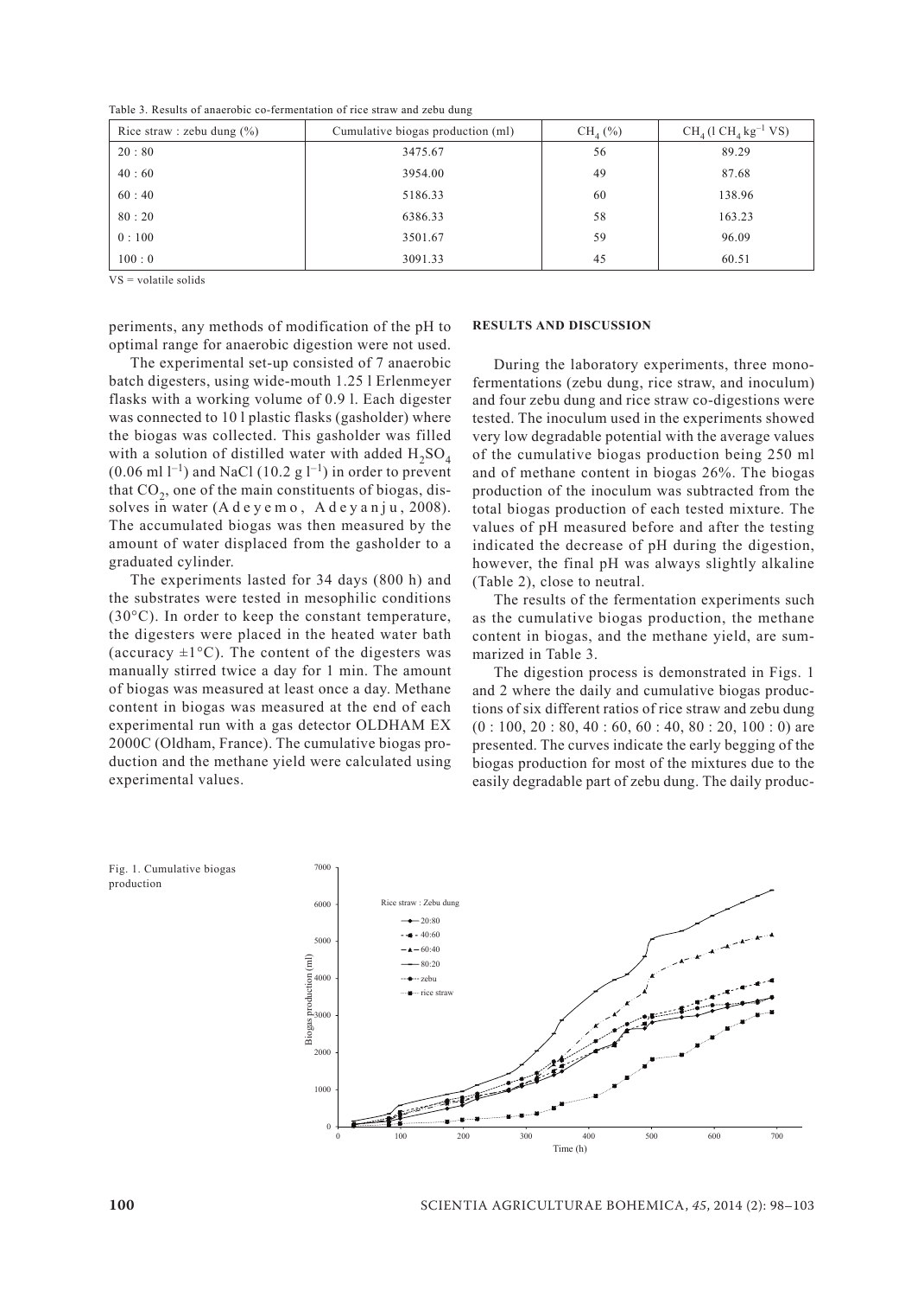Table 3. Results of anaerobic co-fermentation of rice straw and zebu dung

| Rice straw : zebu dung (%) | Cumulative biogas production (ml) | $CH_4$ (%) | $CH_4$ (l $CH_4$ $kg^{-1}$ VS) |
|---|---|---|---|
| 20 : 80 | 3475.67 | 56 | 89.29 |
| 40 : 60 | 3954.00 | 49 | 87.68 |
| 60 : 40 | 5186.33 | 60 | 138.96 |
| 80 : 20 | 6386.33 | 58 | 163.23 |
| 0 : 100 | 3501.67 | 59 | 96.09 |
| 100 : 0 | 3091.33 | 45 | 60.51 |

VS = volatile solids

periments, any methods of modification of the pH to optimal range for anaerobic digestion were not used.

The experimental set-up consisted of 7 anaerobic batch digesters, using wide-mouth 1.25 l Erlenmeyer flasks with a working volume of 0.9 l. Each digester was connected to 10 l plastic flasks (gasholder) where the biogas was collected. This gasholder was filled with a solution of distilled water with added $H_2SO_4$ (0.06 ml $l^{-1}$) and NaCl (10.2 g $l^{-1}$) in order to prevent that $CO_2$, one of the main constituents of biogas, dissolves in water (Adeyemo, Adeyanju, 2008). The accumulated biogas was then measured by the amount of water displaced from the gasholder to a graduated cylinder.

The experiments lasted for 34 days (800 h) and the substrates were tested in mesophilic conditions (30°C). In order to keep the constant temperature, the digesters were placed in the heated water bath (accuracy ±1°C). The content of the digesters was manually stirred twice a day for 1 min. The amount of biogas was measured at least once a day. Methane content in biogas was measured at the end of each experimental run with a gas detector OLDHAM EX 2000C (Oldham, France). The cumulative biogas production and the methane yield were calculated using experimental values.

## RESULTS AND DISCUSSION

During the laboratory experiments, three mono-fermentations (zebu dung, rice straw, and inoculum) and four zebu dung and rice straw co-digestions were tested. The inoculum used in the experiments showed very low degradable potential with the average values of the cumulative biogas production being 250 ml and of methane content in biogas 26%. The biogas production of the inoculum was subtracted from the total biogas production of each tested mixture. The values of pH measured before and after the testing indicated the decrease of pH during the digestion, however, the final pH was always slightly alkaline (Table 2), close to neutral.

The results of the fermentation experiments such as the cumulative biogas production, the methane content in biogas, and the methane yield, are summarized in Table 3.

The digestion process is demonstrated in Figs. 1 and 2 where the daily and cumulative biogas productions of six different ratios of rice straw and zebu dung (0 : 100, 20 : 80, 40 : 60, 60 : 40, 80 : 20, 100 : 0) are presented. The curves indicate the early begging of the biogas production for most of the mixtures due to the easily degradable part of zebu dung. The daily produc-

Fig. 1. Cumulative biogas production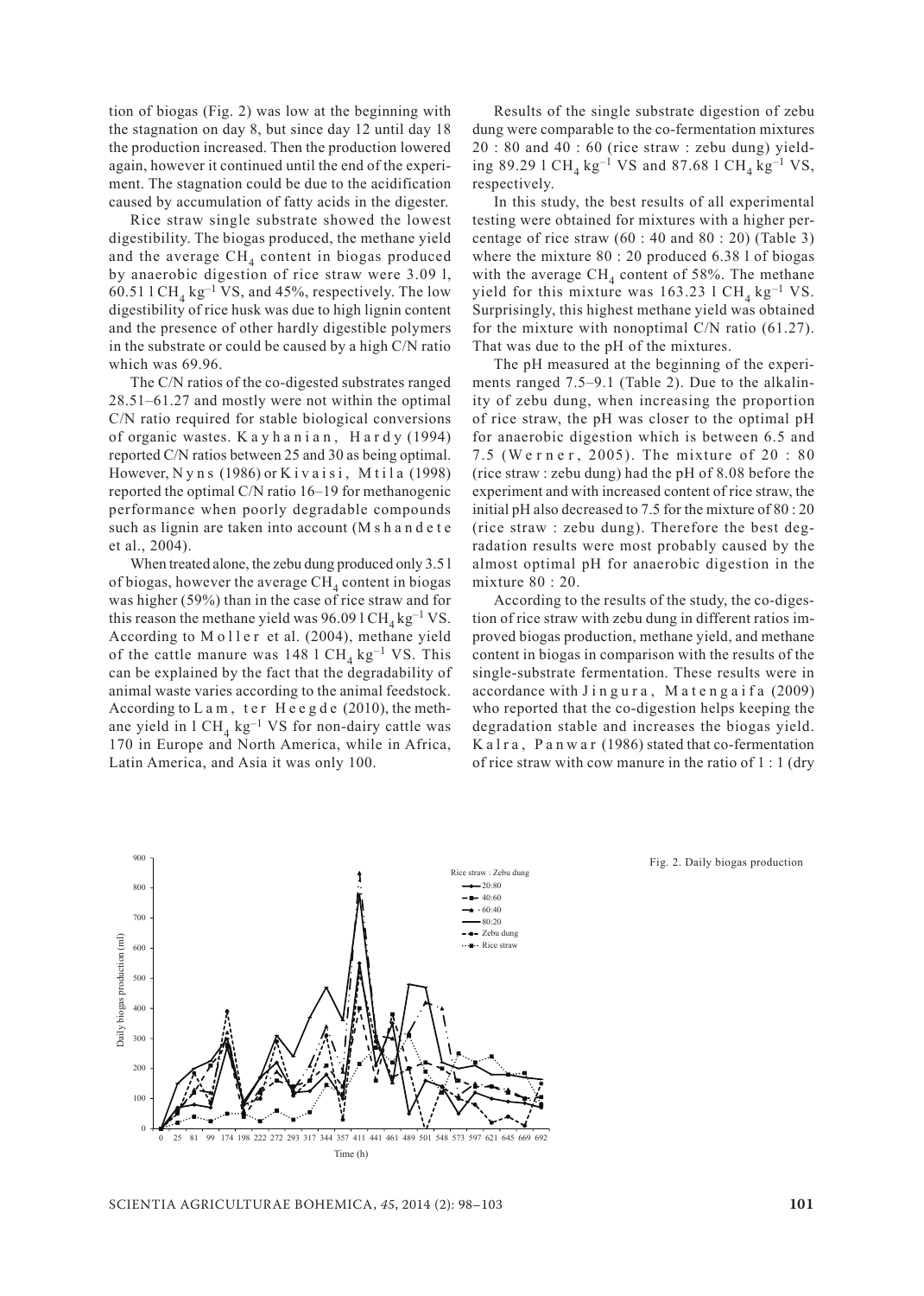tion of biogas (Fig. 2) was low at the beginning with the stagnation on day 8, but since day 12 until day 18 the production increased. Then the production lowered again, however it continued until the end of the experiment. The stagnation could be due to the acidification caused by accumulation of fatty acids in the digester.

Rice straw single substrate showed the lowest digestibility. The biogas produced, the methane yield and the average $CH_4$ content in biogas produced by anaerobic digestion of rice straw were 3.09 l, 60.51 l $CH_4$ $kg^{-1}$ VS, and 45%, respectively. The low digestibility of rice husk was due to high lignin content and the presence of other hardly digestible polymers in the substrate or could be caused by a high C/N ratio which was 69.96.

The C/N ratios of the co-digested substrates ranged 28.51–61.27 and mostly were not within the optimal C/N ratio required for stable biological conversions of organic wastes. Kayhanian, Hardy (1994) reported C/N ratios between 25 and 30 as being optimal. However, Nyns (1986) or Kivaisi, Mtila (1998) reported the optimal C/N ratio 16–19 for methanogenic performance when poorly degradable compounds such as lignin are taken into account (Mshandete et al., 2004).

When treated alone, the zebu dung produced only 3.5 l of biogas, however the average $CH_4$ content in biogas was higher (59%) than in the case of rice straw and for this reason the methane yield was 96.09 l $CH_4$ $kg^{-1}$ VS. According to Moller et al. (2004), methane yield of the cattle manure was 148 l $CH_4$ $kg^{-1}$ VS. This can be explained by the fact that the degradability of animal waste varies according to the animal feedstock. According to Lam, ter Heegde (2010), the methane yield in l $CH_4$ $kg^{-1}$ VS for non-dairy cattle was 170 in Europe and North America, while in Africa, Latin America, and Asia it was only 100.

Results of the single substrate digestion of zebu dung were comparable to the co-fermentation mixtures 20 : 80 and 40 : 60 (rice straw : zebu dung) yielding 89.29 l $CH_4$ $kg^{-1}$ VS and 87.68 l $CH_4$ $kg^{-1}$ VS, respectively.

In this study, the best results of all experimental testing were obtained for mixtures with a higher percentage of rice straw (60 : 40 and 80 : 20) (Table 3) where the mixture 80 : 20 produced 6.38 l of biogas with the average $CH_4$ content of 58%. The methane yield for this mixture was 163.23 l $CH_4$ $kg^{-1}$ VS. Surprisingly, this highest methane yield was obtained for the mixture with nonoptimal C/N ratio (61.27). That was due to the pH of the mixtures.

The pH measured at the beginning of the experiments ranged 7.5–9.1 (Table 2). Due to the alkalinity of zebu dung, when increasing the proportion of rice straw, the pH was closer to the optimal pH for anaerobic digestion which is between 6.5 and 7.5 (Werner, 2005). The mixture of 20 : 80 (rice straw : zebu dung) had the pH of 8.08 before the experiment and with increased content of rice straw, the initial pH also decreased to 7.5 for the mixture of 80 : 20 (rice straw : zebu dung). Therefore the best degradation results were most probably caused by the almost optimal pH for anaerobic digestion in the mixture 80 : 20.

According to the results of the study, the co-digestion of rice straw with zebu dung in different ratios improved biogas production, methane yield, and methane content in biogas in comparison with the results of the single-substrate fermentation. These results were in accordance with Jingura, Matengaifa (2009) who reported that the co-digestion helps keeping the degradation stable and increases the biogas yield. Kalra, Panwar (1986) stated that co-fermentation of rice straw with cow manure in the ratio of 1 : 1 (dry

Fig. 2. Daily biogas production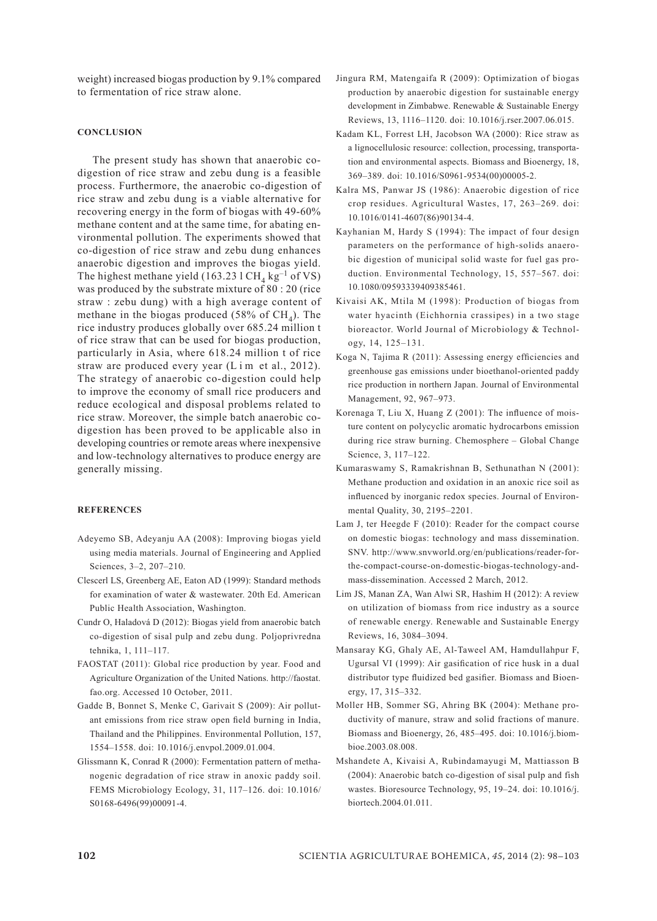weight) increased biogas production by 9.1% compared to fermentation of rice straw alone.

## CONCLUSION

The present study has shown that anaerobic co-digestion of rice straw and zebu dung is a feasible process. Furthermore, the anaerobic co-digestion of rice straw and zebu dung is a viable alternative for recovering energy in the form of biogas with 49-60% methane content and at the same time, for abating environmental pollution. The experiments showed that co-digestion of rice straw and zebu dung enhances anaerobic digestion and improves the biogas yield. The highest methane yield (163.23 l $CH_4$ $kg^{-1}$ of VS) was produced by the substrate mixture of 80 : 20 (rice straw : zebu dung) with a high average content of methane in the biogas produced (58% of $CH_4$). The rice industry produces globally over 685.24 million t of rice straw that can be used for biogas production, particularly in Asia, where 618.24 million t of rice straw are produced every year (Lim et al., 2012). The strategy of anaerobic co-digestion could help to improve the economy of small rice producers and reduce ecological and disposal problems related to rice straw. Moreover, the simple batch anaerobic co-digestion has been proved to be applicable also in developing countries or remote areas where inexpensive and low-technology alternatives to produce energy are generally missing.

## REFERENCES

Adeyemo SB, Adeyanju AA (2008): Improving biogas yield using media materials. Journal of Engineering and Applied Sciences, 3–2, 207–210.

Clescerl LS, Greenberg AE, Eaton AD (1999): Standard methods for examination of water & wastewater. 20th Ed. American Public Health Association, Washington.

Cundr O, Haladová D (2012): Biogas yield from anaerobic batch co-digestion of sisal pulp and zebu dung. Poljoprivredna tehnika, 1, 111–117.

FAOSTAT (2011): Global rice production by year. Food and Agriculture Organization of the United Nations. http://faostat.fao.org. Accessed 10 October, 2011.

Gadde B, Bonnet S, Menke C, Garivait S (2009): Air pollutant emissions from rice straw open field burning in India, Thailand and the Philippines. Environmental Pollution, 157, 1554–1558. doi: 10.1016/j.envpol.2009.01.004.

Glissmann K, Conrad R (2000): Fermentation pattern of methanogenic degradation of rice straw in anoxic paddy soil. FEMS Microbiology Ecology, 31, 117–126. doi: 10.1016/S0168-6496(99)00091-4.

Jingura RM, Matengaifa R (2009): Optimization of biogas production by anaerobic digestion for sustainable energy development in Zimbabwe. Renewable & Sustainable Energy Reviews, 13, 1116–1120. doi: 10.1016/j.rser.2007.06.015.

Kadam KL, Forrest LH, Jacobson WA (2000): Rice straw as a lignocellulosic resource: collection, processing, transportation and environmental aspects. Biomass and Bioenergy, 18, 369–389. doi: 10.1016/S0961-9534(00)00005-2.

Kalra MS, Panwar JS (1986): Anaerobic digestion of rice crop residues. Agricultural Wastes, 17, 263–269. doi: 10.1016/0141-4607(86)90134-4.

Kayhanian M, Hardy S (1994): The impact of four design parameters on the performance of high-solids anaerobic digestion of municipal solid waste for fuel gas production. Environmental Technology, 15, 557–567. doi: 10.1080/09593339409385461.

Kivaisi AK, Mtila M (1998): Production of biogas from water hyacinth (Eichhornia crassipes) in a two stage bioreactor. World Journal of Microbiology & Technology, 14, 125–131.

Koga N, Tajima R (2011): Assessing energy efficiencies and greenhouse gas emissions under bioethanol-oriented paddy rice production in northern Japan. Journal of Environmental Management, 92, 967–973.

Korenaga T, Liu X, Huang Z (2001): The influence of moisture content on polycyclic aromatic hydrocarbons emission during rice straw burning. Chemosphere – Global Change Science, 3, 117–122.

Kumaraswamy S, Ramakrishnan B, Sethunathan N (2001): Methane production and oxidation in an anoxic rice soil as influenced by inorganic redox species. Journal of Environmental Quality, 30, 2195–2201.

Lam J, ter Heegde F (2010): Reader for the compact course on domestic biogas: technology and mass dissemination. SNV. http://www.snvworld.org/en/publications/reader-for-the-compact-course-on-domestic-biogas-technology-and-mass-dissemination. Accessed 2 March, 2012.

Lim JS, Manan ZA, Wan Alwi SR, Hashim H (2012): A review on utilization of biomass from rice industry as a source of renewable energy. Renewable and Sustainable Energy Reviews, 16, 3084–3094.

Mansaray KG, Ghaly AE, Al-Taweel AM, Hamdullahpur F, Ugursal VI (1999): Air gasification of rice husk in a dual distributor type fluidized bed gasifier. Biomass and Bioenergy, 17, 315–332.

Moller HB, Sommer SG, Ahring BK (2004): Methane productivity of manure, straw and solid fractions of manure. Biomass and Bioenergy, 26, 485–495. doi: 10.1016/j.biombioe.2003.08.008.

Mshandete A, Kivaisi A, Rubindamayugi M, Mattiasson B (2004): Anaerobic batch co-digestion of sisal pulp and fish wastes. Bioresource Technology, 95, 19–24. doi: 10.1016/j.biortech.2004.01.011.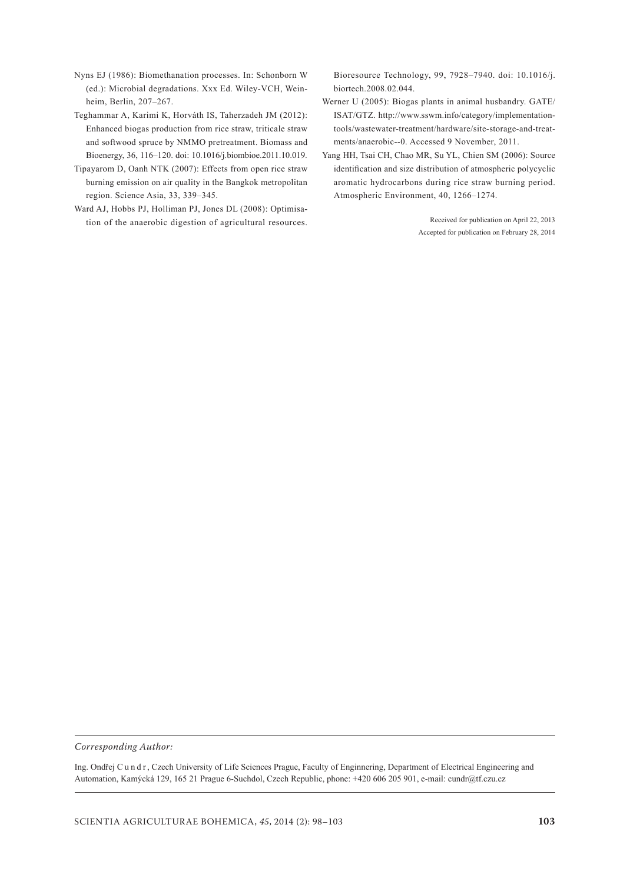Nyns EJ (1986): Biomethanation processes. In: Schonborn W (ed.): Microbial degradations. Xxx Ed. Wiley-VCH, Weinheim, Berlin, 207–267.

Teghammar A, Karimi K, Horváth IS, Taherzadeh JM (2012): Enhanced biogas production from rice straw, triticale straw and softwood spruce by NMMO pretreatment. Biomass and Bioenergy, 36, 116–120. doi: 10.1016/j.biombioe.2011.10.019.

Tipayarom D, Oanh NTK (2007): Effects from open rice straw burning emission on air quality in the Bangkok metropolitan region. Science Asia, 33, 339–345.

Ward AJ, Hobbs PJ, Holliman PJ, Jones DL (2008): Optimisation of the anaerobic digestion of agricultural resources. Bioresource Technology, 99, 7928–7940. doi: 10.1016/j.biortech.2008.02.044.

Werner U (2005): Biogas plants in animal husbandry. GATE/ISAT/GTZ. http://www.sswm.info/category/implementation-tools/wastewater-treatment/hardware/site-storage-and-treatments/anaerobic--0. Accessed 9 November, 2011.

Yang HH, Tsai CH, Chao MR, Su YL, Chien SM (2006): Source identification and size distribution of atmospheric polycyclic aromatic hydrocarbons during rice straw burning period. Atmospheric Environment, 40, 1266–1274.

Received for publication on April 22, 2013
Accepted for publication on February 28, 2014

*Corresponding Author:*

Ing. Ondřej C u n d r , Czech University of Life Sciences Prague, Faculty of Enginnering, Department of Electrical Engineering and Automation, Kamýcká 129, 165 21 Prague 6-Suchdol, Czech Republic, phone: +420 606 205 901, e-mail: cundr@tf.czu.cz